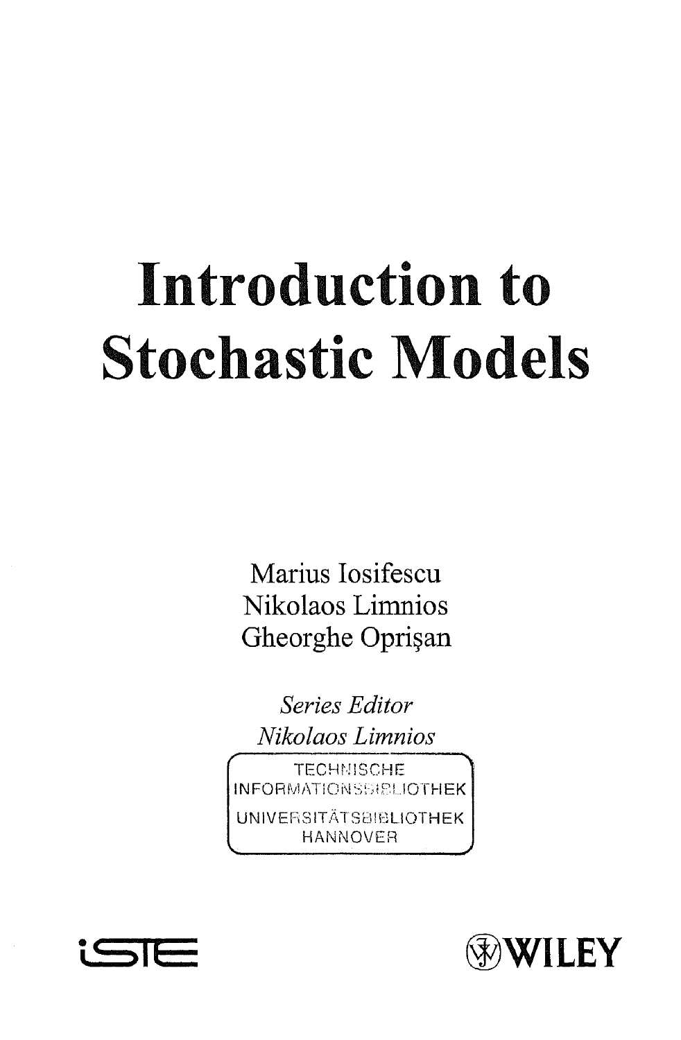# Introduction to Stochastic Models

Marius Iosifescu
Nikolaos Limnios
Gheorghe Oprişan

*Series Editor*
*Nikolaos Limnios*

TECHNISCHE INFORMATIONSBIBLIOTHEK
UNIVERSITÄTSBIBLIOTHEK HANNOVER

ISTE

WILEY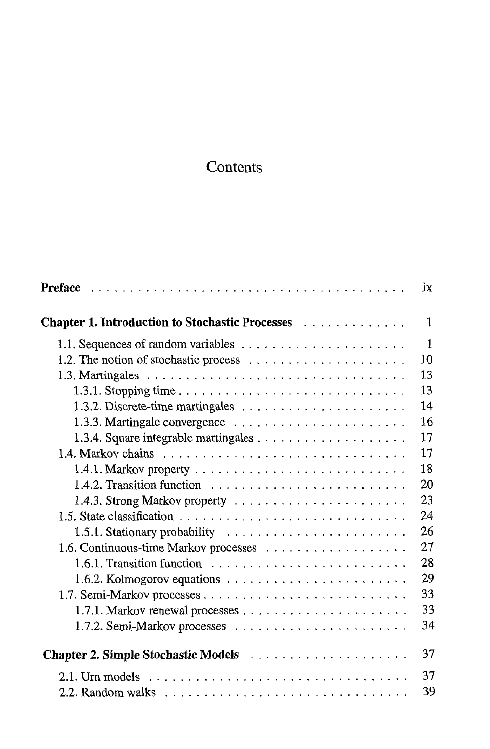# Contents

| | |
|---|---|
| **Preface** | ix |
| **Chapter 1. Introduction to Stochastic Processes** | 1 |
| 1.1. Sequences of random variables | 1 |
| 1.2. The notion of stochastic process | 10 |
| 1.3. Martingales | 13 |
| 1.3.1. Stopping time | 13 |
| 1.3.2. Discrete-time martingales | 14 |
| 1.3.3. Martingale convergence | 16 |
| 1.3.4. Square integrable martingales | 17 |
| 1.4. Markov chains | 17 |
| 1.4.1. Markov property | 18 |
| 1.4.2. Transition function | 20 |
| 1.4.3. Strong Markov property | 23 |
| 1.5. State classification | 24 |
| 1.5.1. Stationary probability | 26 |
| 1.6. Continuous-time Markov processes | 27 |
| 1.6.1. Transition function | 28 |
| 1.6.2. Kolmogorov equations | 29 |
| 1.7. Semi-Markov processes | 33 |
| 1.7.1. Markov renewal processes | 33 |
| 1.7.2. Semi-Markov processes | 34 |
| **Chapter 2. Simple Stochastic Models** | 37 |
| 2.1. Urn models | 37 |
| 2.2. Random walks | 39 |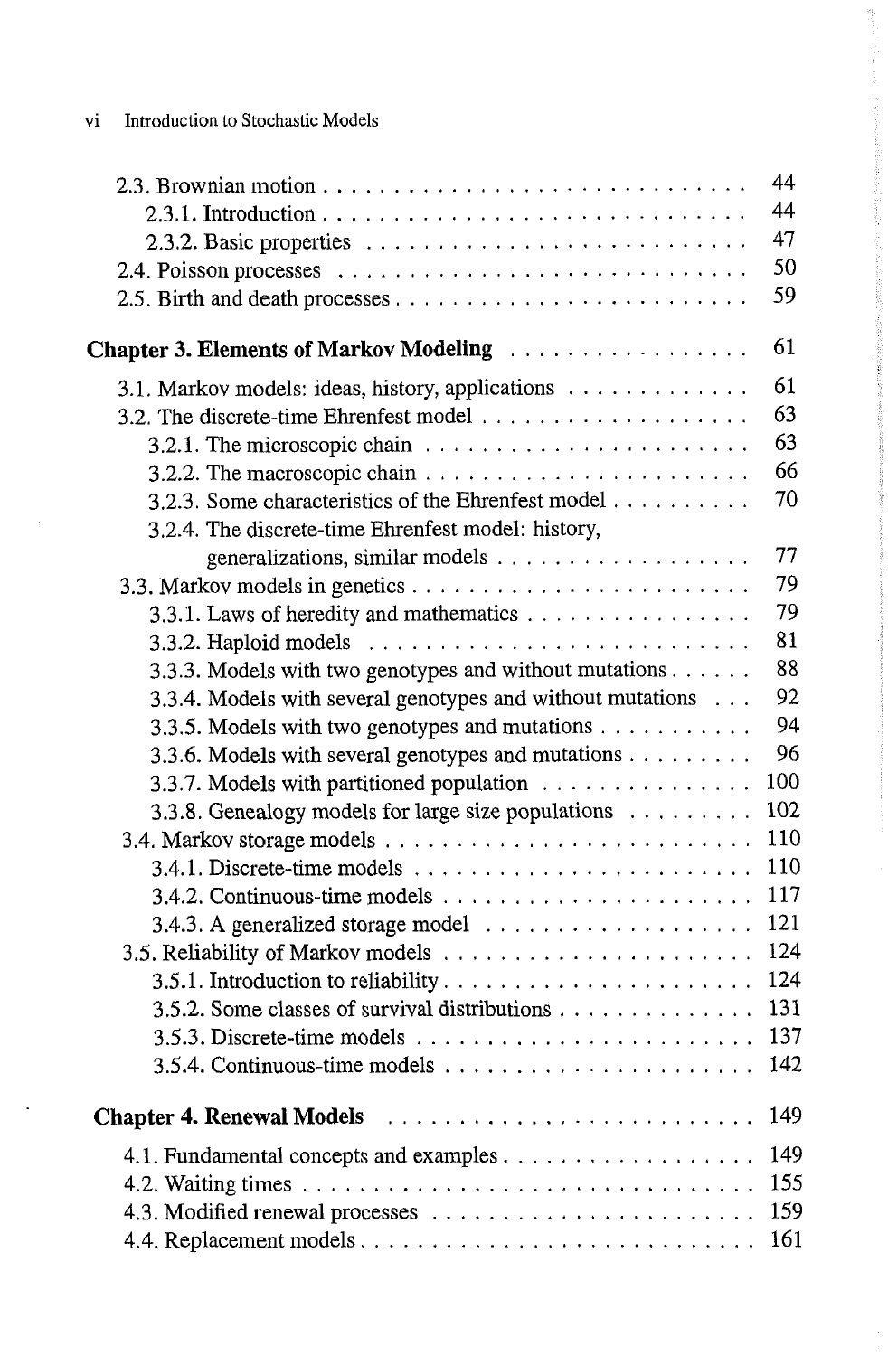2.3. Brownian motion . . . . . . . . . . . . . . . . . . . . . . . . . . . . 44
   2.3.1. Introduction . . . . . . . . . . . . . . . . . . . . . . . . . . . 44
   2.3.2. Basic properties . . . . . . . . . . . . . . . . . . . . . . . . . 47
2.4. Poisson processes . . . . . . . . . . . . . . . . . . . . . . . . . . . 50
2.5. Birth and death processes . . . . . . . . . . . . . . . . . . . . . . . 59

**Chapter 3. Elements of Markov Modeling** . . . . . . . . . . . . . . . . 61

3.1. Markov models: ideas, history, applications . . . . . . . . . . . . . 61
3.2. The discrete-time Ehrenfest model . . . . . . . . . . . . . . . . . . . 63
   3.2.1. The microscopic chain . . . . . . . . . . . . . . . . . . . . . . 63
   3.2.2. The macroscopic chain . . . . . . . . . . . . . . . . . . . . . . 66
   3.2.3. Some characteristics of the Ehrenfest model . . . . . . . . . . 70
   3.2.4. The discrete-time Ehrenfest model: history, generalizations, similar models . . . . . . . . . . . . . . . . . . 77
3.3. Markov models in genetics . . . . . . . . . . . . . . . . . . . . . . . 79
   3.3.1. Laws of heredity and mathematics . . . . . . . . . . . . . . . . 79
   3.3.2. Haploid models . . . . . . . . . . . . . . . . . . . . . . . . . . 81
   3.3.3. Models with two genotypes and without mutations . . . . . . . 88
   3.3.4. Models with several genotypes and without mutations . . . . 92
   3.3.5. Models with two genotypes and mutations . . . . . . . . . . . 94
   3.3.6. Models with several genotypes and mutations . . . . . . . . . 96
   3.3.7. Models with partitioned population . . . . . . . . . . . . . . . 100
   3.3.8. Genealogy models for large size populations . . . . . . . . . 102
3.4. Markov storage models . . . . . . . . . . . . . . . . . . . . . . . . . 110
   3.4.1. Discrete-time models . . . . . . . . . . . . . . . . . . . . . . . 110
   3.4.2. Continuous-time models . . . . . . . . . . . . . . . . . . . . . 117
   3.4.3. A generalized storage model . . . . . . . . . . . . . . . . . . . 121
3.5. Reliability of Markov models . . . . . . . . . . . . . . . . . . . . . 124
   3.5.1. Introduction to reliability . . . . . . . . . . . . . . . . . . . . . 124
   3.5.2. Some classes of survival distributions . . . . . . . . . . . . . 131
   3.5.3. Discrete-time models . . . . . . . . . . . . . . . . . . . . . . . 137
   3.5.4. Continuous-time models . . . . . . . . . . . . . . . . . . . . . 142

**Chapter 4. Renewal Models** . . . . . . . . . . . . . . . . . . . . . . . 149

4.1. Fundamental concepts and examples . . . . . . . . . . . . . . . . . . 149
4.2. Waiting times . . . . . . . . . . . . . . . . . . . . . . . . . . . . . . 155
4.3. Modified renewal processes . . . . . . . . . . . . . . . . . . . . . . 159
4.4. Replacement models . . . . . . . . . . . . . . . . . . . . . . . . . . 161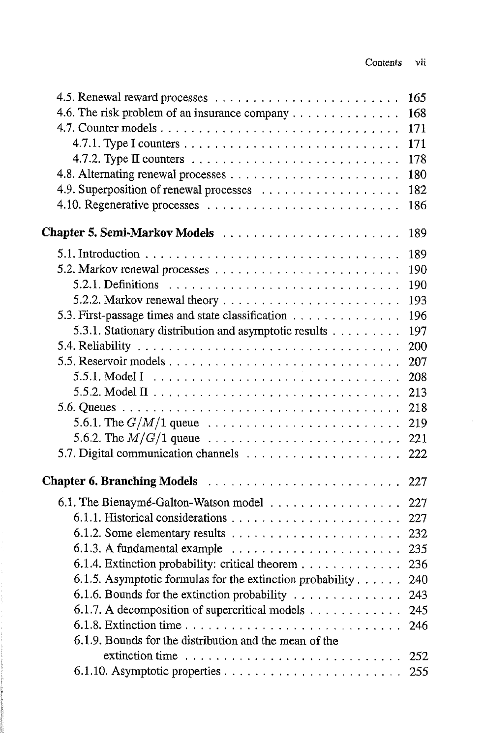4.5. Renewal reward processes . . . . . . . . . . . . . . . . . . . . . . . . 165

4.6. The risk problem of an insurance company . . . . . . . . . . . . . . 168

4.7. Counter models . . . . . . . . . . . . . . . . . . . . . . . . . . . . . . 171

  4.7.1. Type I counters . . . . . . . . . . . . . . . . . . . . . . . . . . . 171

  4.7.2. Type II counters . . . . . . . . . . . . . . . . . . . . . . . . . . 178

4.8. Alternating renewal processes . . . . . . . . . . . . . . . . . . . . . 180

4.9. Superposition of renewal processes . . . . . . . . . . . . . . . . . . 182

4.10. Regenerative processes . . . . . . . . . . . . . . . . . . . . . . . . 186

**Chapter 5. Semi-Markov Models** . . . . . . . . . . . . . . . . . . . . . 189

5.1. Introduction . . . . . . . . . . . . . . . . . . . . . . . . . . . . . . . 189

5.2. Markov renewal processes . . . . . . . . . . . . . . . . . . . . . . . . 190

  5.2.1. Definitions . . . . . . . . . . . . . . . . . . . . . . . . . . . . . 190

  5.2.2. Markov renewal theory . . . . . . . . . . . . . . . . . . . . . . . 193

5.3. First-passage times and state classification . . . . . . . . . . . . . . 196

  5.3.1. Stationary distribution and asymptotic results . . . . . . . . . . 197

5.4. Reliability . . . . . . . . . . . . . . . . . . . . . . . . . . . . . . . . 200

5.5. Reservoir models . . . . . . . . . . . . . . . . . . . . . . . . . . . . . 207

  5.5.1. Model I . . . . . . . . . . . . . . . . . . . . . . . . . . . . . . . 208

  5.5.2. Model II . . . . . . . . . . . . . . . . . . . . . . . . . . . . . . . 213

5.6. Queues . . . . . . . . . . . . . . . . . . . . . . . . . . . . . . . . . . 218

  5.6.1. The $G/M/1$ queue . . . . . . . . . . . . . . . . . . . . . . . . 219

  5.6.2. The $M/G/1$ queue . . . . . . . . . . . . . . . . . . . . . . . . 221

5.7. Digital communication channels . . . . . . . . . . . . . . . . . . . . 222

**Chapter 6. Branching Models** . . . . . . . . . . . . . . . . . . . . . . . 227

6.1. The Bienaymé-Galton-Watson model . . . . . . . . . . . . . . . . . 227

  6.1.1. Historical considerations . . . . . . . . . . . . . . . . . . . . . . 227

  6.1.2. Some elementary results . . . . . . . . . . . . . . . . . . . . . . 232

  6.1.3. A fundamental example . . . . . . . . . . . . . . . . . . . . . . 235

  6.1.4. Extinction probability: critical theorem . . . . . . . . . . . . . 236

  6.1.5. Asymptotic formulas for the extinction probability . . . . . . 240

  6.1.6. Bounds for the extinction probability . . . . . . . . . . . . . . 243

  6.1.7. A decomposition of supercritical models . . . . . . . . . . . . 245

  6.1.8. Extinction time . . . . . . . . . . . . . . . . . . . . . . . . . . . 246

  6.1.9. Bounds for the distribution and the mean of the extinction time . . . . . . . . . . . . . . . . . . . . . . . . . . . 252

  6.1.10. Asymptotic properties . . . . . . . . . . . . . . . . . . . . . . . 255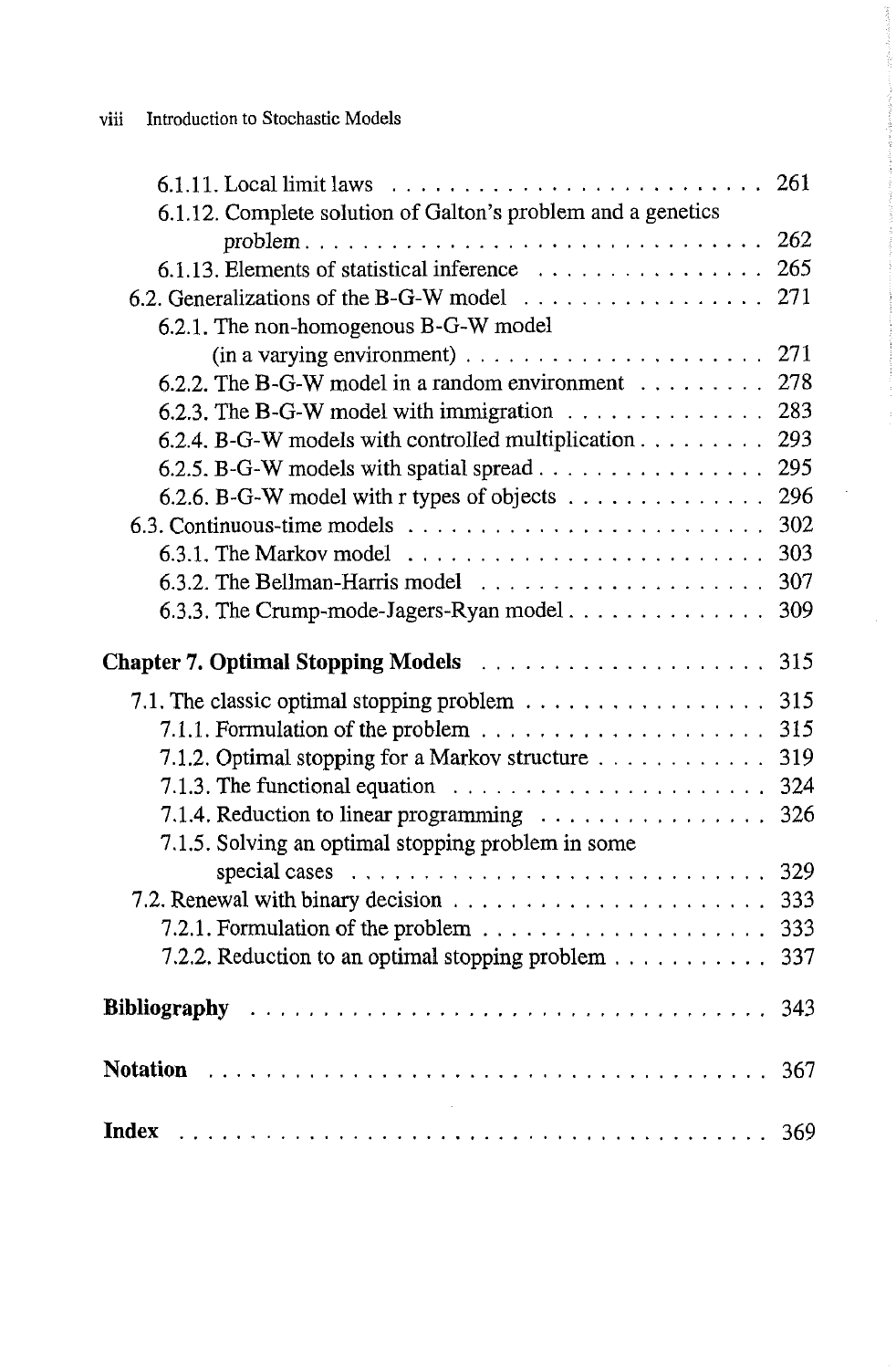6.1.11. Local limit laws . . . . . . . . . . . . . . . . . . . . . . . . . . 261
6.1.12. Complete solution of Galton's problem and a genetics problem . . . . . . . . . . . . . . . . . . . . . . . . . . . . . . . 262
6.1.13. Elements of statistical inference . . . . . . . . . . . . . . . . 265
6.2. Generalizations of the B-G-W model . . . . . . . . . . . . . . . . . 271
6.2.1. The non-homogenous B-G-W model (in a varying environment) . . . . . . . . . . . . . . . . . . . . . 271
6.2.2. The B-G-W model in a random environment . . . . . . . . . 278
6.2.3. The B-G-W model with immigration . . . . . . . . . . . . . . 283
6.2.4. B-G-W models with controlled multiplication . . . . . . . . . 293
6.2.5. B-G-W models with spatial spread . . . . . . . . . . . . . . . . 295
6.2.6. B-G-W model with r types of objects . . . . . . . . . . . . . . 296
6.3. Continuous-time models . . . . . . . . . . . . . . . . . . . . . . . . . 302
6.3.1. The Markov model . . . . . . . . . . . . . . . . . . . . . . . . . 303
6.3.2. The Bellman-Harris model . . . . . . . . . . . . . . . . . . . . . 307
6.3.3. The Crump-mode-Jagers-Ryan model . . . . . . . . . . . . . . 309

**Chapter 7. Optimal Stopping Models** . . . . . . . . . . . . . . . . . . . . 315

7.1. The classic optimal stopping problem . . . . . . . . . . . . . . . . . 315
7.1.1. Formulation of the problem . . . . . . . . . . . . . . . . . . . . 315
7.1.2. Optimal stopping for a Markov structure . . . . . . . . . . . . 319
7.1.3. The functional equation . . . . . . . . . . . . . . . . . . . . . . 324
7.1.4. Reduction to linear programming . . . . . . . . . . . . . . . . 326
7.1.5. Solving an optimal stopping problem in some special cases . . . . . . . . . . . . . . . . . . . . . . . . . . . . . 329
7.2. Renewal with binary decision . . . . . . . . . . . . . . . . . . . . . . 333
7.2.1. Formulation of the problem . . . . . . . . . . . . . . . . . . . . 333
7.2.2. Reduction to an optimal stopping problem . . . . . . . . . . . 337

**Bibliography** . . . . . . . . . . . . . . . . . . . . . . . . . . . . . . . . . . 343

**Notation** . . . . . . . . . . . . . . . . . . . . . . . . . . . . . . . . . . . . 367

**Index** . . . . . . . . . . . . . . . . . . . . . . . . . . . . . . . . . . . . . 369